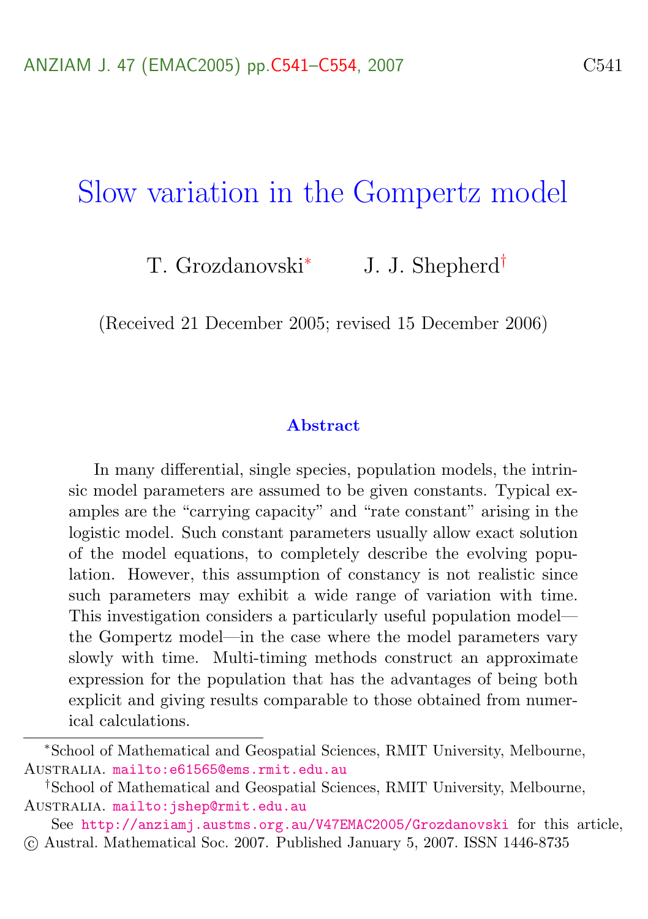# Slow variation in the Gompertz model

T. Grozdanovski[*] J. J. Shepherd[†]

(Received 21 December 2005; revised 15 December 2006)

## Abstract

In many differential, single species, population models, the intrinsic model parameters are assumed to be given constants. Typical examples are the "carrying capacity" and "rate constant" arising in the logistic model. Such constant parameters usually allow exact solution of the model equations, to completely describe the evolving population. However, this assumption of constancy is not realistic since such parameters may exhibit a wide range of variation with time. This investigation considers a particularly useful population model—the Gompertz model—in the case where the model parameters vary slowly with time. Multi-timing methods construct an approximate expression for the population that has the advantages of being both explicit and giving results comparable to those obtained from numerical calculations.

---

[*] School of Mathematical and Geospatial Sciences, RMIT University, Melbourne, Australia. mailto:e61565@ems.rmit.edu.au

[†] School of Mathematical and Geospatial Sciences, RMIT University, Melbourne, Australia. mailto:jshep@rmit.edu.au

See http://anziamj.austms.org.au/V47EMAC2005/Grozdanovski for this article, © Austral. Mathematical Soc. 2007. Published January 5, 2007. ISSN 1446-8735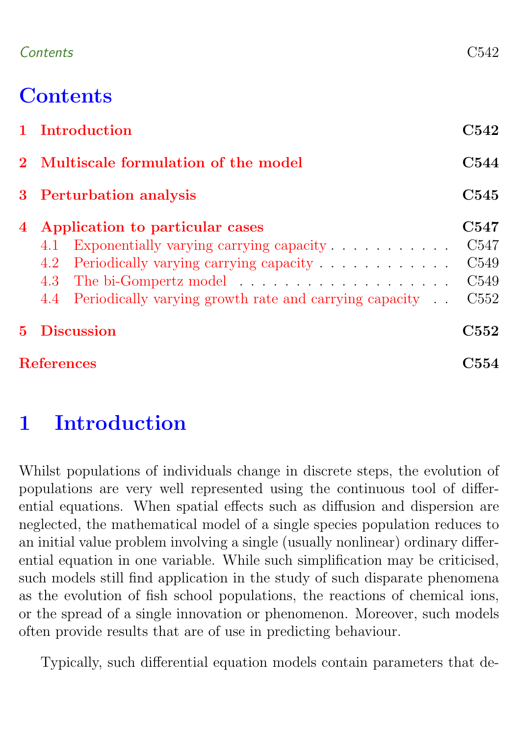# Contents

1 Introduction — C542

2 Multiscale formulation of the model — C544

3 Perturbation analysis — C545

4 Application to particular cases — C547
- 4.1 Exponentially varying carrying capacity — C547
- 4.2 Periodically varying carrying capacity — C549
- 4.3 The bi-Gompertz model — C549
- 4.4 Periodically varying growth rate and carrying capacity — C552

5 Discussion — C552

References — C554

# 1 Introduction

Whilst populations of individuals change in discrete steps, the evolution of populations are very well represented using the continuous tool of differential equations. When spatial effects such as diffusion and dispersion are neglected, the mathematical model of a single species population reduces to an initial value problem involving a single (usually nonlinear) ordinary differential equation in one variable. While such simplification may be criticised, such models still find application in the study of such disparate phenomena as the evolution of fish school populations, the reactions of chemical ions, or the spread of a single innovation or phenomenon. Moreover, such models often provide results that are of use in predicting behaviour.

Typically, such differential equation models contain parameters that de-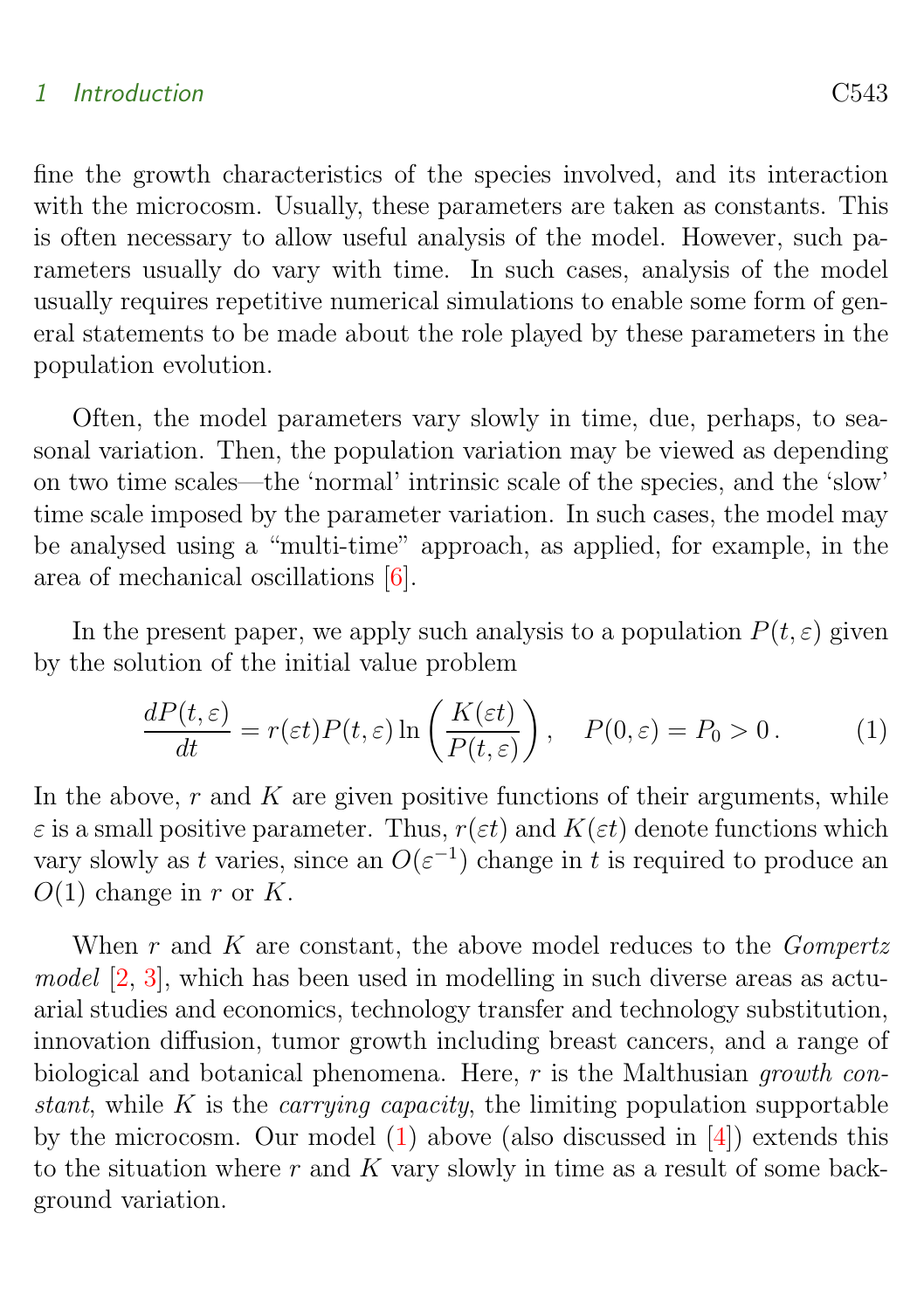fine the growth characteristics of the species involved, and its interaction with the microcosm. Usually, these parameters are taken as constants. This is often necessary to allow useful analysis of the model. However, such parameters usually do vary with time. In such cases, analysis of the model usually requires repetitive numerical simulations to enable some form of general statements to be made about the role played by these parameters in the population evolution.

Often, the model parameters vary slowly in time, due, perhaps, to seasonal variation. Then, the population variation may be viewed as depending on two time scales—the 'normal' intrinsic scale of the species, and the 'slow' time scale imposed by the parameter variation. In such cases, the model may be analysed using a "multi-time" approach, as applied, for example, in the area of mechanical oscillations [6].

In the present paper, we apply such analysis to a population $P(t, \varepsilon)$ given by the solution of the initial value problem

$$\frac{dP(t,\varepsilon)}{dt} = r(\varepsilon t)P(t,\varepsilon)\ln\left(\frac{K(\varepsilon t)}{P(t,\varepsilon)}\right), \quad P(0,\varepsilon) = P_0 > 0\,. \tag{1}$$

In the above, $r$ and $K$ are given positive functions of their arguments, while $\varepsilon$ is a small positive parameter. Thus, $r(\varepsilon t)$ and $K(\varepsilon t)$ denote functions which vary slowly as $t$ varies, since an $O(\varepsilon^{-1})$ change in $t$ is required to produce an $O(1)$ change in $r$ or $K$.

When $r$ and $K$ are constant, the above model reduces to the *Gompertz model* [2, 3], which has been used in modelling in such diverse areas as actuarial studies and economics, technology transfer and technology substitution, innovation diffusion, tumor growth including breast cancers, and a range of biological and botanical phenomena. Here, $r$ is the Malthusian *growth constant*, while $K$ is the *carrying capacity*, the limiting population supportable by the microcosm. Our model (1) above (also discussed in [4]) extends this to the situation where $r$ and $K$ vary slowly in time as a result of some background variation.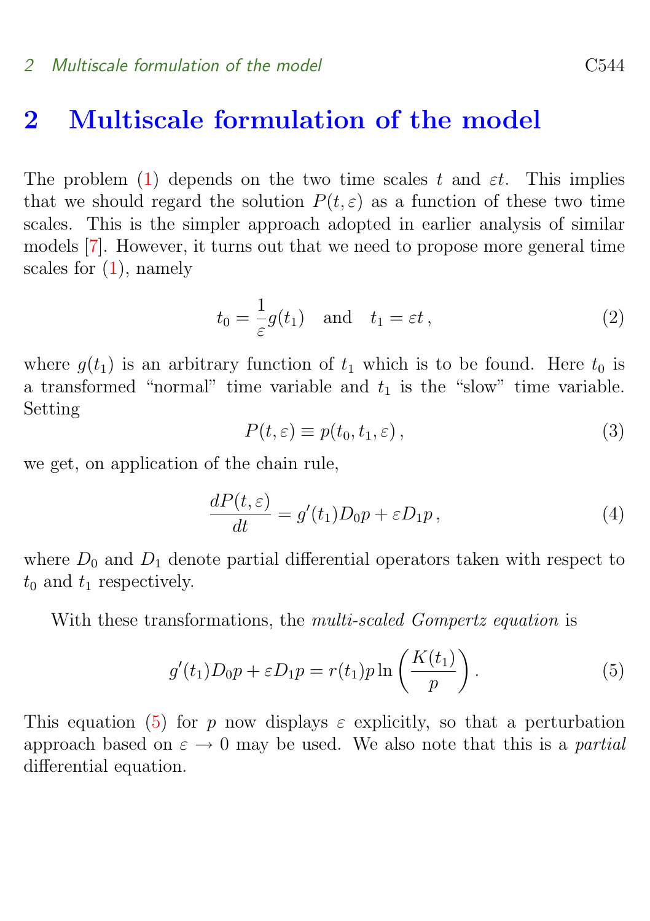## 2 Multiscale formulation of the model

The problem (1) depends on the two time scales $t$ and $\varepsilon t$. This implies that we should regard the solution $P(t,\varepsilon)$ as a function of these two time scales. This is the simpler approach adopted in earlier analysis of similar models [7]. However, it turns out that we need to propose more general time scales for (1), namely

$$t_0 = \frac{1}{\varepsilon} g(t_1) \quad \text{and} \quad t_1 = \varepsilon t\,, \tag{2}$$

where $g(t_1)$ is an arbitrary function of $t_1$ which is to be found. Here $t_0$ is a transformed "normal" time variable and $t_1$ is the "slow" time variable. Setting

$$P(t,\varepsilon) \equiv p(t_0, t_1, \varepsilon)\,, \tag{3}$$

we get, on application of the chain rule,

$$\frac{dP(t,\varepsilon)}{dt} = g'(t_1) D_0 p + \varepsilon D_1 p\,, \tag{4}$$

where $D_0$ and $D_1$ denote partial differential operators taken with respect to $t_0$ and $t_1$ respectively.

With these transformations, the *multi-scaled Gompertz equation* is

$$g'(t_1) D_0 p + \varepsilon D_1 p = r(t_1) p \ln\left(\frac{K(t_1)}{p}\right). \tag{5}$$

This equation (5) for $p$ now displays $\varepsilon$ explicitly, so that a perturbation approach based on $\varepsilon \to 0$ may be used. We also note that this is a *partial* differential equation.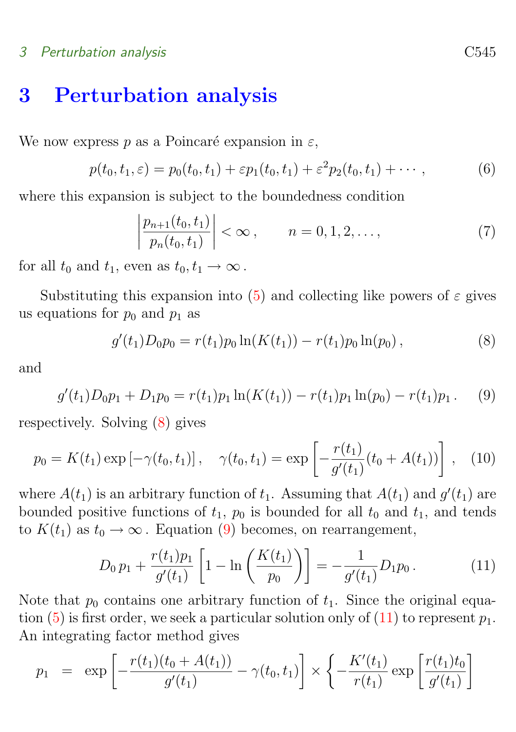# 3 Perturbation analysis

We now express $p$ as a Poincaré expansion in $\varepsilon$,

$$p(t_0, t_1, \varepsilon) = p_0(t_0, t_1) + \varepsilon p_1(t_0, t_1) + \varepsilon^2 p_2(t_0, t_1) + \cdots, \tag{6}$$

where this expansion is subject to the boundedness condition

$$\left| \frac{p_{n+1}(t_0, t_1)}{p_n(t_0, t_1)} \right| < \infty, \qquad n = 0, 1, 2, \ldots, \tag{7}$$

for all $t_0$ and $t_1$, even as $t_0, t_1 \to \infty$.

Substituting this expansion into (5) and collecting like powers of $\varepsilon$ gives us equations for $p_0$ and $p_1$ as

$$g'(t_1) D_0 p_0 = r(t_1) p_0 \ln(K(t_1)) - r(t_1) p_0 \ln(p_0), \tag{8}$$

and

$$g'(t_1) D_0 p_1 + D_1 p_0 = r(t_1) p_1 \ln(K(t_1)) - r(t_1) p_1 \ln(p_0) - r(t_1) p_1. \tag{9}$$

respectively. Solving (8) gives

$$p_0 = K(t_1) \exp\left[-\gamma(t_0, t_1)\right], \quad \gamma(t_0, t_1) = \exp\left[-\frac{r(t_1)}{g'(t_1)}(t_0 + A(t_1))\right], \tag{10}$$

where $A(t_1)$ is an arbitrary function of $t_1$. Assuming that $A(t_1)$ and $g'(t_1)$ are bounded positive functions of $t_1$, $p_0$ is bounded for all $t_0$ and $t_1$, and tends to $K(t_1)$ as $t_0 \to \infty$. Equation (9) becomes, on rearrangement,

$$D_0 \, p_1 + \frac{r(t_1) p_1}{g'(t_1)} \left[1 - \ln\left(\frac{K(t_1)}{p_0}\right)\right] = -\frac{1}{g'(t_1)} D_1 p_0. \tag{11}$$

Note that $p_0$ contains one arbitrary function of $t_1$. Since the original equation (5) is first order, we seek a particular solution only of (11) to represent $p_1$. An integrating factor method gives

$$p_1 \;=\; \exp\left[-\frac{r(t_1)(t_0 + A(t_1))}{g'(t_1)} - \gamma(t_0, t_1)\right] \times \left\{ -\frac{K'(t_1)}{r(t_1)} \exp\left[\frac{r(t_1) t_0}{g'(t_1)}\right] \right.$$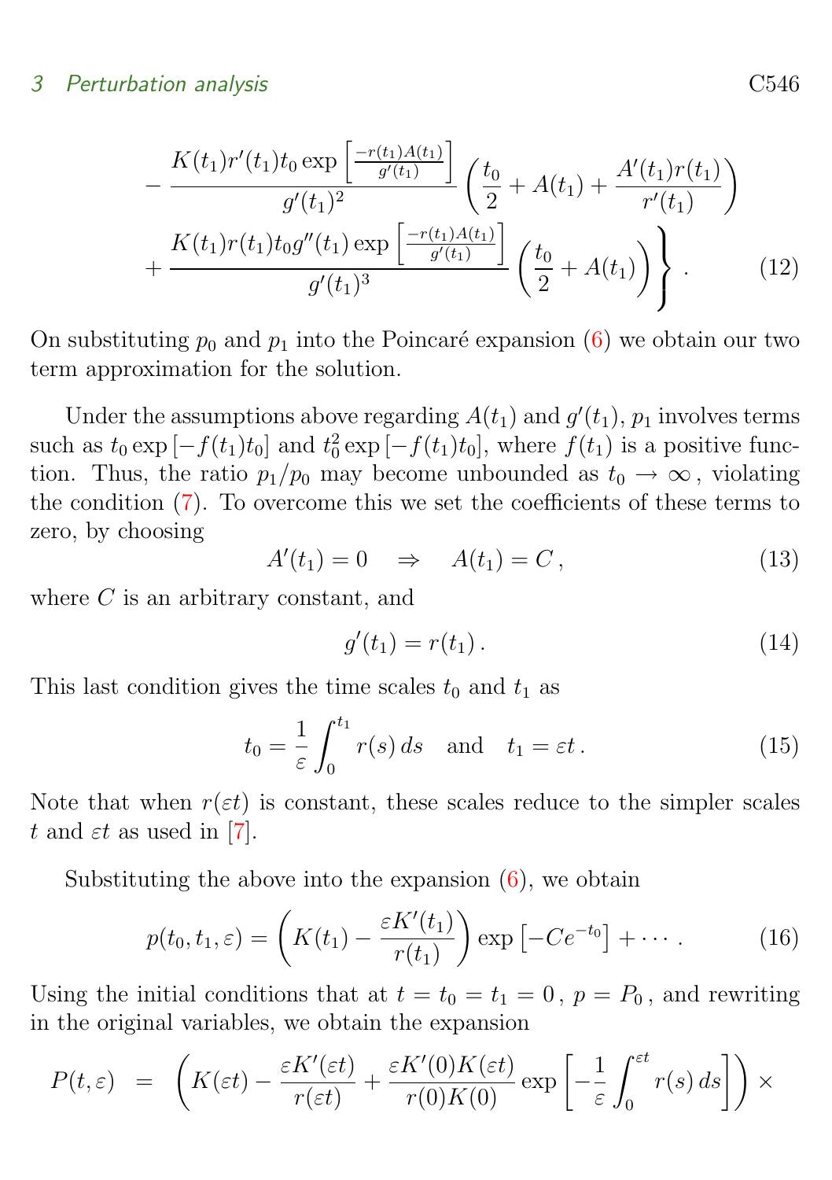$$
\begin{aligned}
&- \frac{K(t_1) r'(t_1) t_0 \exp\left[\frac{-r(t_1)A(t_1)}{g'(t_1)}\right]}{g'(t_1)^2} \left( \frac{t_0}{2} + A(t_1) + \frac{A'(t_1) r(t_1)}{r'(t_1)} \right) \\
&+ \left. \frac{K(t_1) r(t_1) t_0 g''(t_1) \exp\left[\frac{-r(t_1)A(t_1)}{g'(t_1)}\right]}{g'(t_1)^3} \left( \frac{t_0}{2} + A(t_1) \right) \right\} . \qquad (12)
\end{aligned}
$$

On substituting $p_0$ and $p_1$ into the Poincaré expansion (6) we obtain our two term approximation for the solution.

Under the assumptions above regarding $A(t_1)$ and $g'(t_1)$, $p_1$ involves terms such as $t_0 \exp\left[-f(t_1)t_0\right]$ and $t_0^2 \exp\left[-f(t_1)t_0\right]$, where $f(t_1)$ is a positive function. Thus, the ratio $p_1/p_0$ may become unbounded as $t_0 \to \infty$, violating the condition (7). To overcome this we set the coefficients of these terms to zero, by choosing

$$
A'(t_1) = 0 \quad \Rightarrow \quad A(t_1) = C \,, \qquad (13)
$$

where $C$ is an arbitrary constant, and

$$
g'(t_1) = r(t_1) \,. \qquad (14)
$$

This last condition gives the time scales $t_0$ and $t_1$ as

$$
t_0 = \frac{1}{\varepsilon} \int_0^{t_1} r(s)\, ds \quad \text{and} \quad t_1 = \varepsilon t \,. \qquad (15)
$$

Note that when $r(\varepsilon t)$ is constant, these scales reduce to the simpler scales $t$ and $\varepsilon t$ as used in [7].

Substituting the above into the expansion (6), we obtain

$$
p(t_0, t_1, \varepsilon) = \left( K(t_1) - \frac{\varepsilon K'(t_1)}{r(t_1)} \right) \exp\left[-C e^{-t_0}\right] + \cdots \,. \qquad (16)
$$

Using the initial conditions that at $t = t_0 = t_1 = 0$, $p = P_0$, and rewriting in the original variables, we obtain the expansion

$$
P(t, \varepsilon) \;=\; \left( K(\varepsilon t) - \frac{\varepsilon K'(\varepsilon t)}{r(\varepsilon t)} + \frac{\varepsilon K'(0) K(\varepsilon t)}{r(0) K(0)} \exp\left[ -\frac{1}{\varepsilon} \int_0^{\varepsilon t} r(s)\, ds \right] \right) \times
$$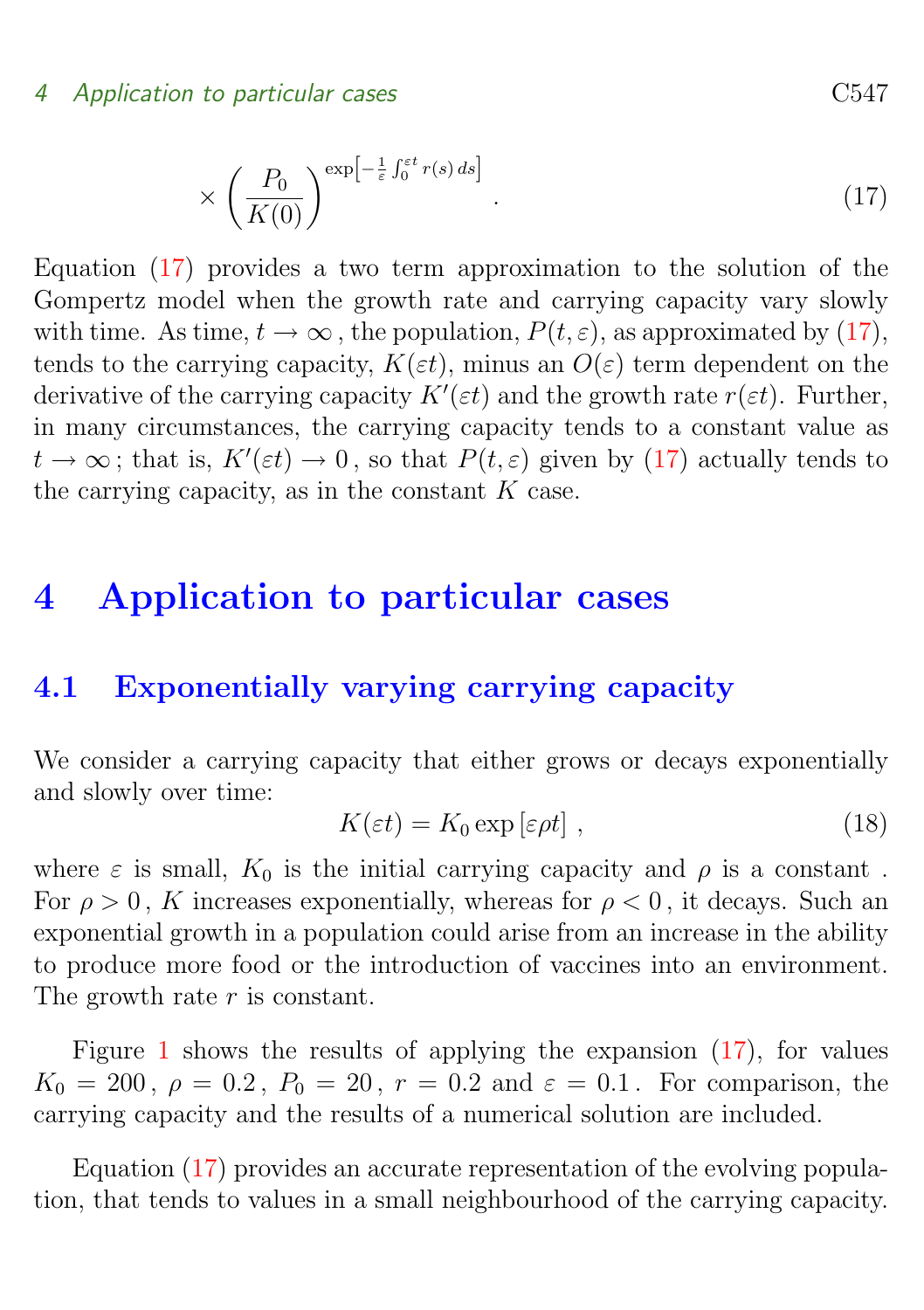$$\times \left( \frac{P_0}{K(0)} \right)^{\exp\left[ -\frac{1}{\varepsilon} \int_0^{\varepsilon t} r(s)\, ds \right]} . \tag{17}$$

Equation (17) provides a two term approximation to the solution of the Gompertz model when the growth rate and carrying capacity vary slowly with time. As time, $t \to \infty$, the population, $P(t, \varepsilon)$, as approximated by (17), tends to the carrying capacity, $K(\varepsilon t)$, minus an $O(\varepsilon)$ term dependent on the derivative of the carrying capacity $K'(\varepsilon t)$ and the growth rate $r(\varepsilon t)$. Further, in many circumstances, the carrying capacity tends to a constant value as $t \to \infty$; that is, $K'(\varepsilon t) \to 0$, so that $P(t, \varepsilon)$ given by (17) actually tends to the carrying capacity, as in the constant $K$ case.

# 4 Application to particular cases

## 4.1 Exponentially varying carrying capacity

We consider a carrying capacity that either grows or decays exponentially and slowly over time:

$$K(\varepsilon t) = K_0 \exp\left[\varepsilon \rho t\right] , \tag{18}$$

where $\varepsilon$ is small, $K_0$ is the initial carrying capacity and $\rho$ is a constant . For $\rho > 0$, $K$ increases exponentially, whereas for $\rho < 0$, it decays. Such an exponential growth in a population could arise from an increase in the ability to produce more food or the introduction of vaccines into an environment. The growth rate $r$ is constant.

Figure 1 shows the results of applying the expansion (17), for values $K_0 = 200$, $\rho = 0.2$, $P_0 = 20$, $r = 0.2$ and $\varepsilon = 0.1$. For comparison, the carrying capacity and the results of a numerical solution are included.

Equation (17) provides an accurate representation of the evolving population, that tends to values in a small neighbourhood of the carrying capacity.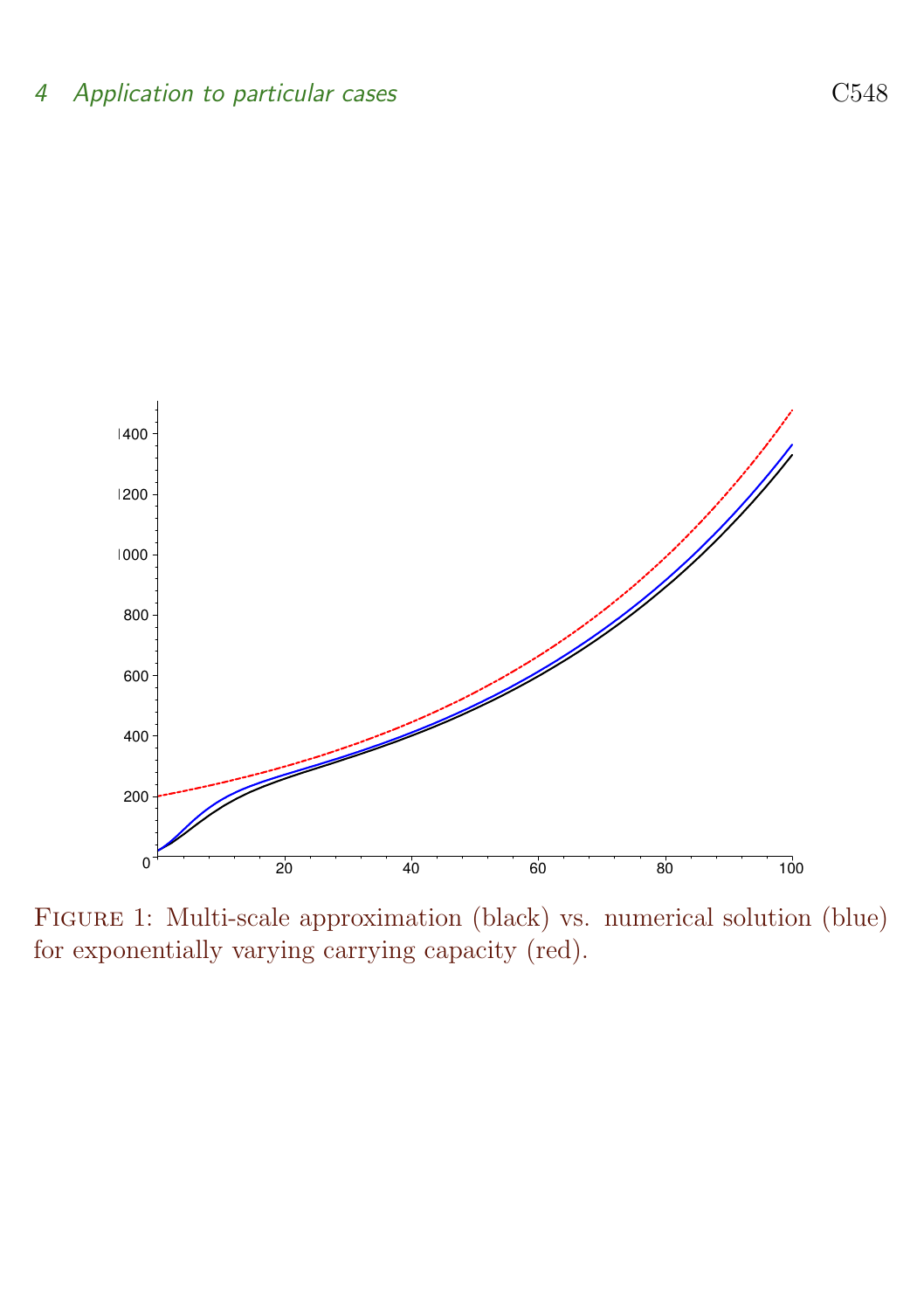FIGURE 1: Multi-scale approximation (black) vs. numerical solution (blue) for exponentially varying carrying capacity (red).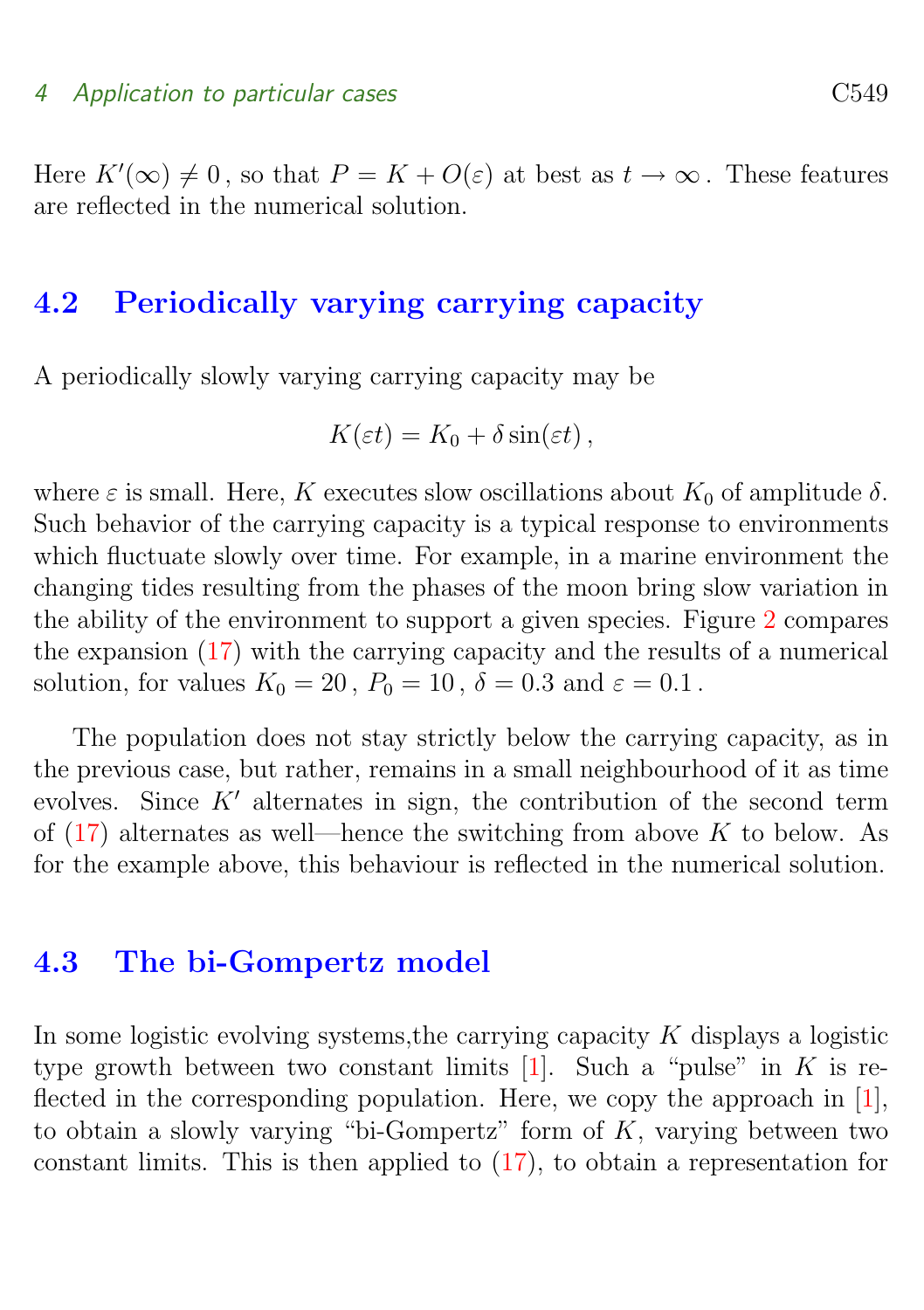Here $K'(\infty) \neq 0$, so that $P = K + O(\varepsilon)$ at best as $t \to \infty$. These features are reflected in the numerical solution.

## 4.2 Periodically varying carrying capacity

A periodically slowly varying carrying capacity may be

$$K(\varepsilon t) = K_0 + \delta \sin(\varepsilon t)\,,$$

where $\varepsilon$ is small. Here, $K$ executes slow oscillations about $K_0$ of amplitude $\delta$. Such behavior of the carrying capacity is a typical response to environments which fluctuate slowly over time. For example, in a marine environment the changing tides resulting from the phases of the moon bring slow variation in the ability of the environment to support a given species. Figure 2 compares the expansion (17) with the carrying capacity and the results of a numerical solution, for values $K_0 = 20$, $P_0 = 10$, $\delta = 0.3$ and $\varepsilon = 0.1$.

The population does not stay strictly below the carrying capacity, as in the previous case, but rather, remains in a small neighbourhood of it as time evolves. Since $K'$ alternates in sign, the contribution of the second term of (17) alternates as well—hence the switching from above $K$ to below. As for the example above, this behaviour is reflected in the numerical solution.

## 4.3 The bi-Gompertz model

In some logistic evolving systems,the carrying capacity $K$ displays a logistic type growth between two constant limits [1]. Such a "pulse" in $K$ is reflected in the corresponding population. Here, we copy the approach in [1], to obtain a slowly varying "bi-Gompertz" form of $K$, varying between two constant limits. This is then applied to (17), to obtain a representation for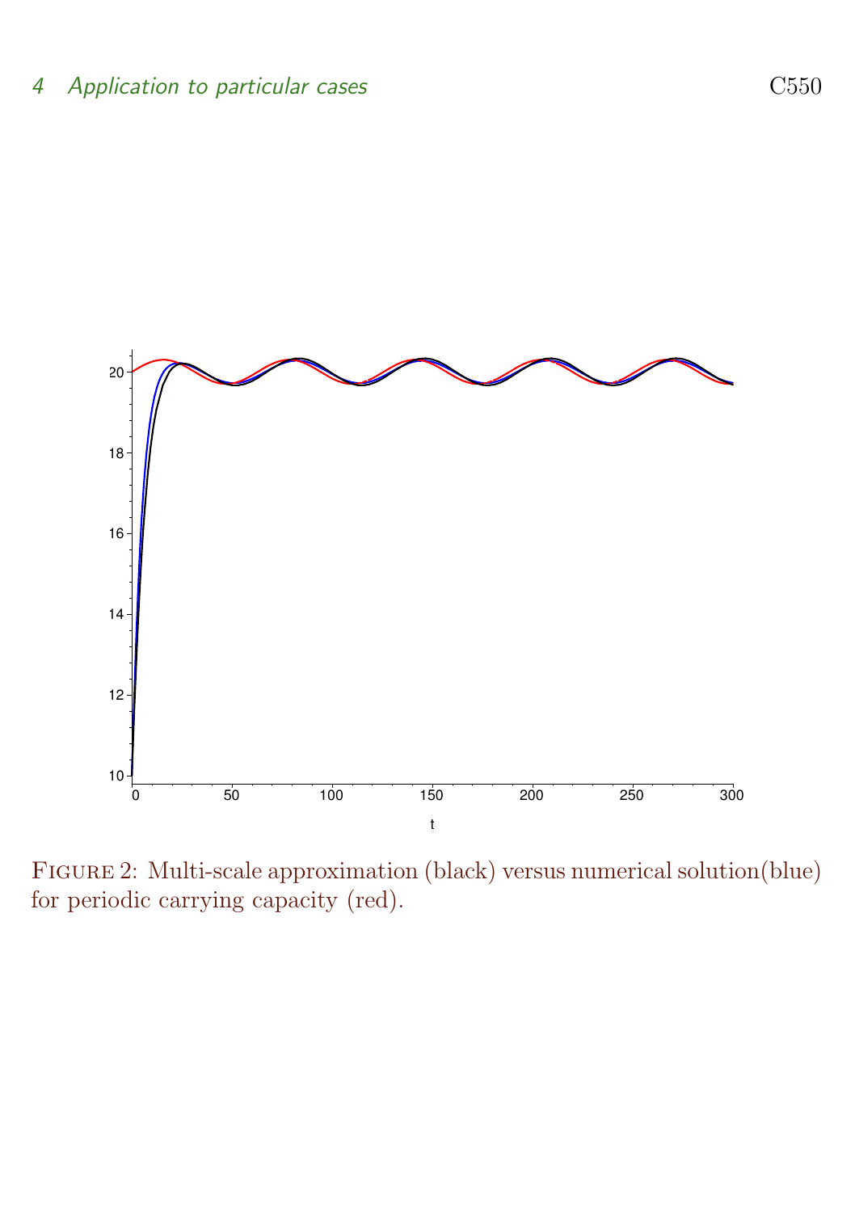FIGURE 2: Multi-scale approximation (black) versus numerical solution(blue) for periodic carrying capacity (red).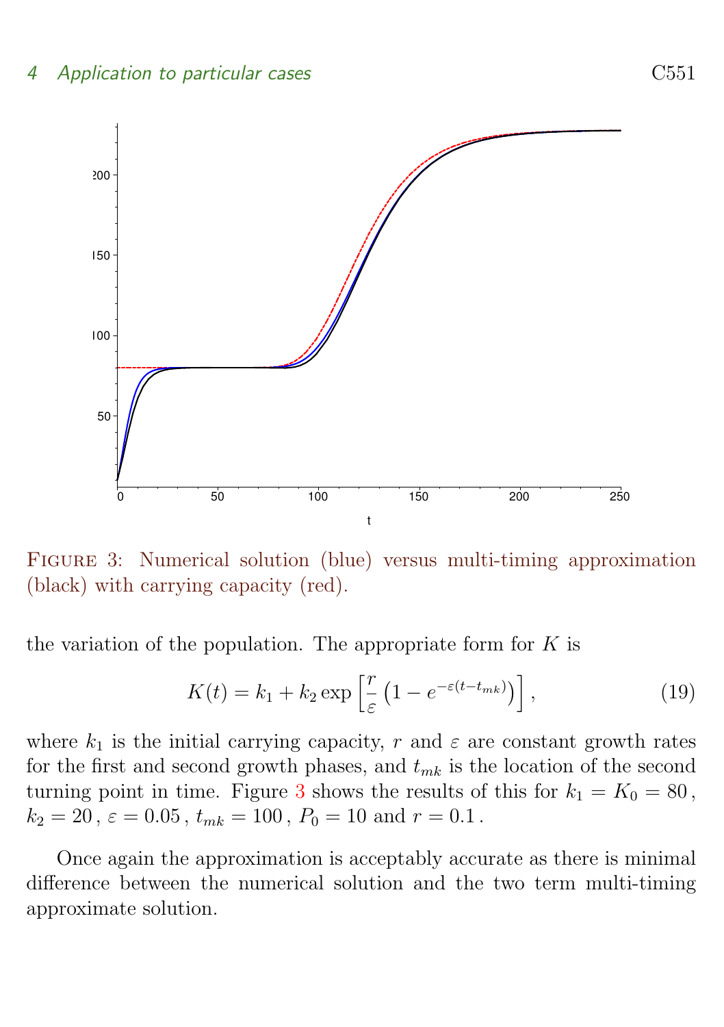FIGURE 3: Numerical solution (blue) versus multi-timing approximation (black) with carrying capacity (red).

the variation of the population. The appropriate form for $K$ is

$$K(t) = k_1 + k_2 \exp\left[\frac{r}{\varepsilon}\left(1 - e^{-\varepsilon(t - t_{mk})}\right)\right], \tag{19}$$

where $k_1$ is the initial carrying capacity, $r$ and $\varepsilon$ are constant growth rates for the first and second growth phases, and $t_{mk}$ is the location of the second turning point in time. Figure 3 shows the results of this for $k_1 = K_0 = 80$, $k_2 = 20$, $\varepsilon = 0.05$, $t_{mk} = 100$, $P_0 = 10$ and $r = 0.1$.

Once again the approximation is acceptably accurate as there is minimal difference between the numerical solution and the two term multi-timing approximate solution.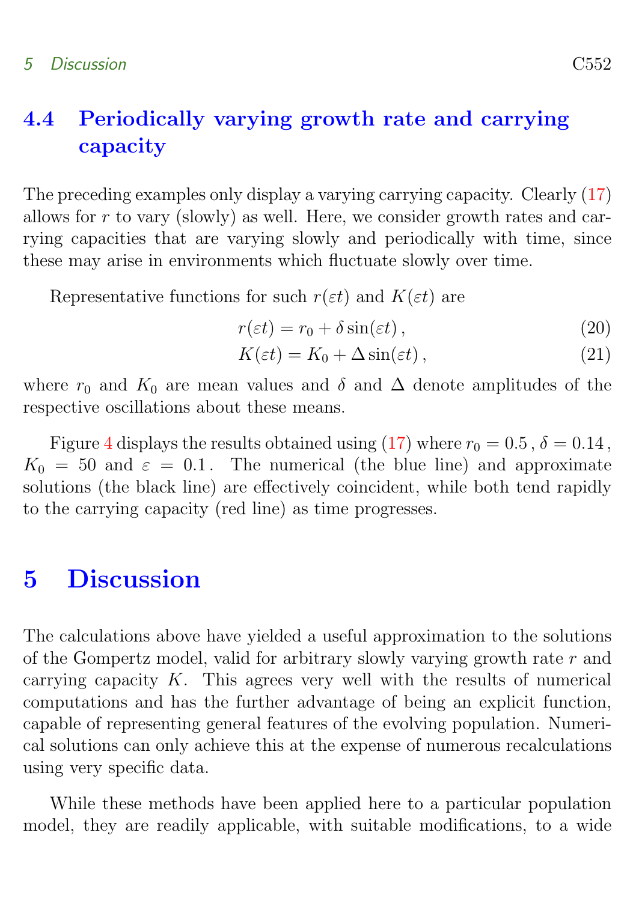### 4.4 Periodically varying growth rate and carrying capacity

The preceding examples only display a varying carrying capacity. Clearly (17) allows for $r$ to vary (slowly) as well. Here, we consider growth rates and carrying capacities that are varying slowly and periodically with time, since these may arise in environments which fluctuate slowly over time.

Representative functions for such $r(\varepsilon t)$ and $K(\varepsilon t)$ are

$$r(\varepsilon t) = r_0 + \delta \sin(\varepsilon t)\,, \tag{20}$$

$$K(\varepsilon t) = K_0 + \Delta \sin(\varepsilon t)\,, \tag{21}$$

where $r_0$ and $K_0$ are mean values and $\delta$ and $\Delta$ denote amplitudes of the respective oscillations about these means.

Figure 4 displays the results obtained using (17) where $r_0 = 0.5$ , $\delta = 0.14$ , $K_0 = 50$ and $\varepsilon = 0.1$ . The numerical (the blue line) and approximate solutions (the black line) are effectively coincident, while both tend rapidly to the carrying capacity (red line) as time progresses.

## 5 Discussion

The calculations above have yielded a useful approximation to the solutions of the Gompertz model, valid for arbitrary slowly varying growth rate $r$ and carrying capacity $K$. This agrees very well with the results of numerical computations and has the further advantage of being an explicit function, capable of representing general features of the evolving population. Numerical solutions can only achieve this at the expense of numerous recalculations using very specific data.

While these methods have been applied here to a particular population model, they are readily applicable, with suitable modifications, to a wide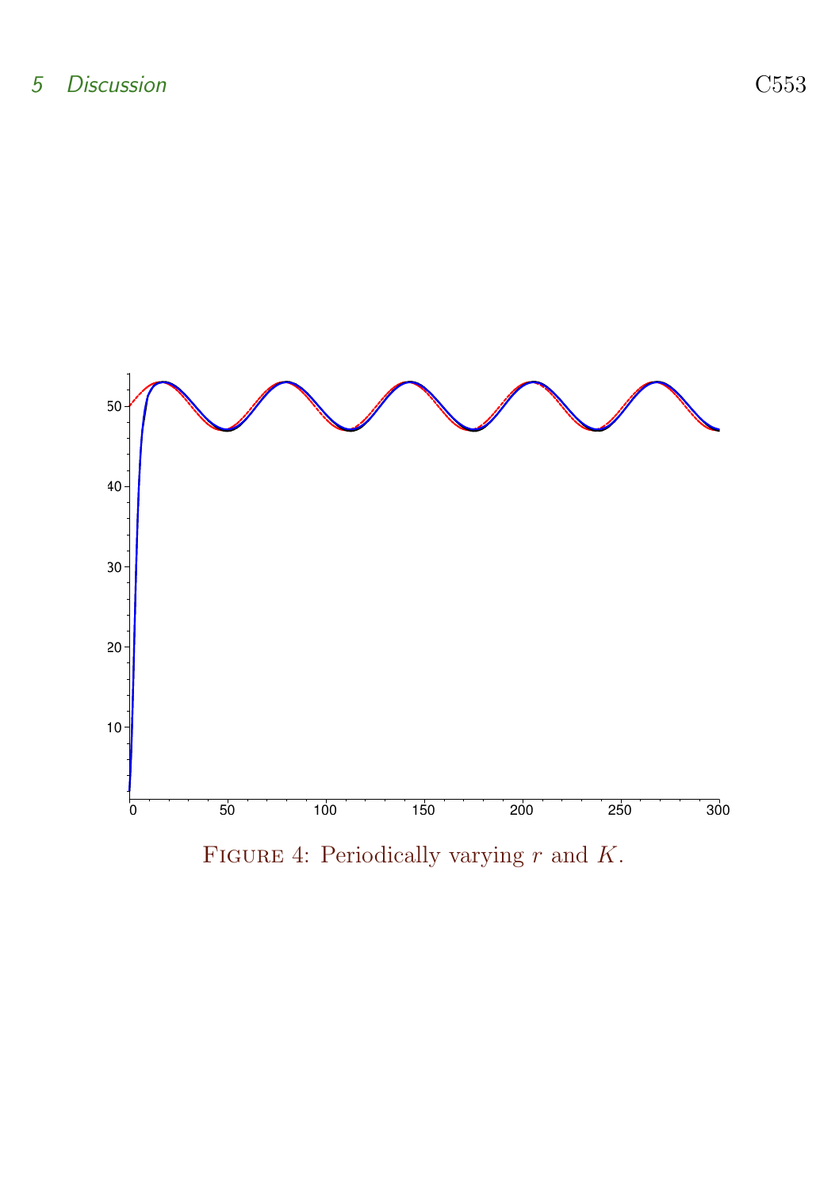FIGURE 4: Periodically varying $r$ and $K$.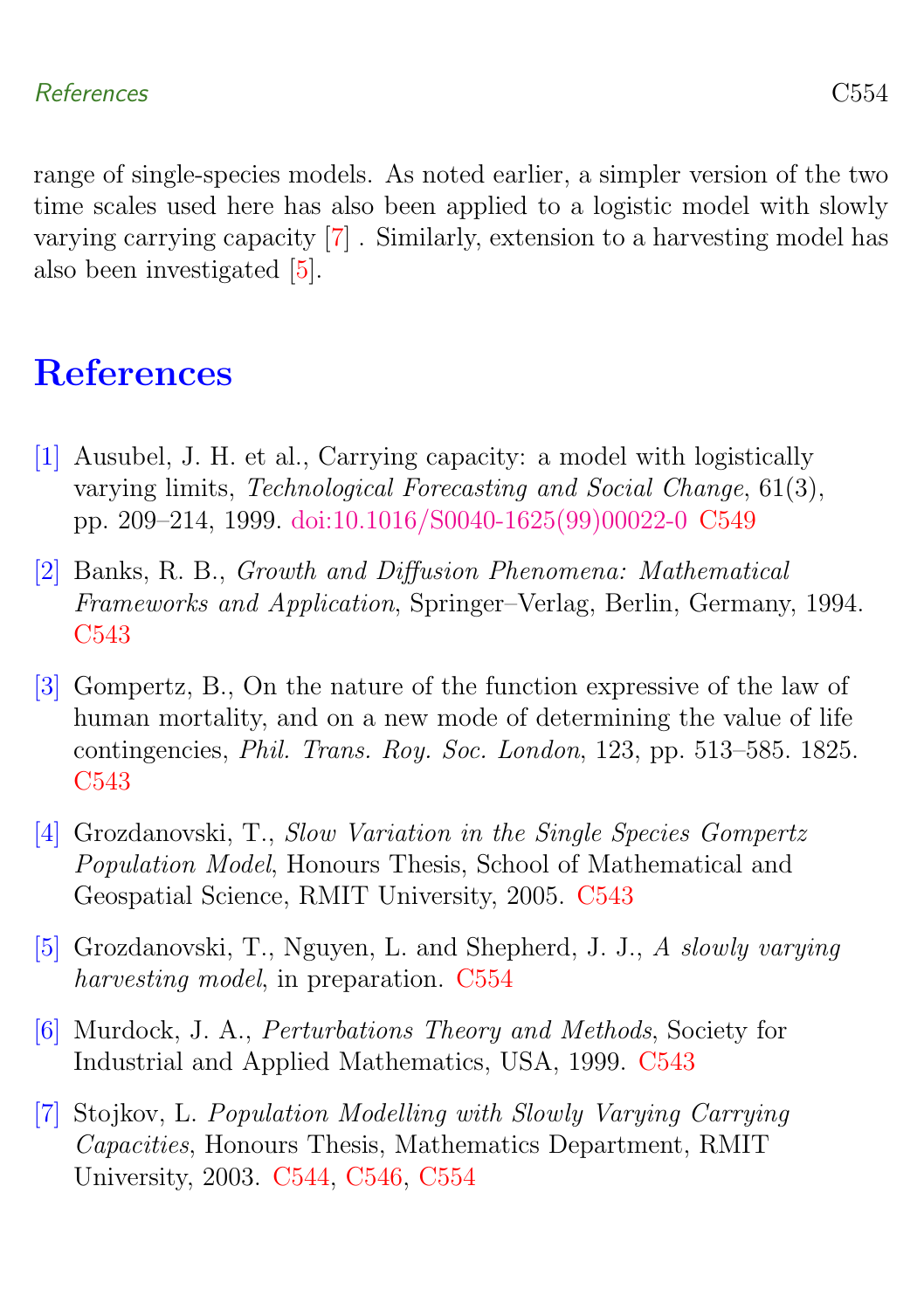range of single-species models. As noted earlier, a simpler version of the two time scales used here has also been applied to a logistic model with slowly varying carrying capacity [7] . Similarly, extension to a harvesting model has also been investigated [5].

# References

[1] Ausubel, J. H. et al., Carrying capacity: a model with logistically varying limits, *Technological Forecasting and Social Change*, 61(3), pp. 209–214, 1999. doi:10.1016/S0040-1625(99)00022-0 C549

[2] Banks, R. B., *Growth and Diffusion Phenomena: Mathematical Frameworks and Application*, Springer–Verlag, Berlin, Germany, 1994. C543

[3] Gompertz, B., On the nature of the function expressive of the law of human mortality, and on a new mode of determining the value of life contingencies, *Phil. Trans. Roy. Soc. London*, 123, pp. 513–585. 1825. C543

[4] Grozdanovski, T., *Slow Variation in the Single Species Gompertz Population Model*, Honours Thesis, School of Mathematical and Geospatial Science, RMIT University, 2005. C543

[5] Grozdanovski, T., Nguyen, L. and Shepherd, J. J., *A slowly varying harvesting model*, in preparation. C554

[6] Murdock, J. A., *Perturbations Theory and Methods*, Society for Industrial and Applied Mathematics, USA, 1999. C543

[7] Stojkov, L. *Population Modelling with Slowly Varying Carrying Capacities*, Honours Thesis, Mathematics Department, RMIT University, 2003. C544, C546, C554